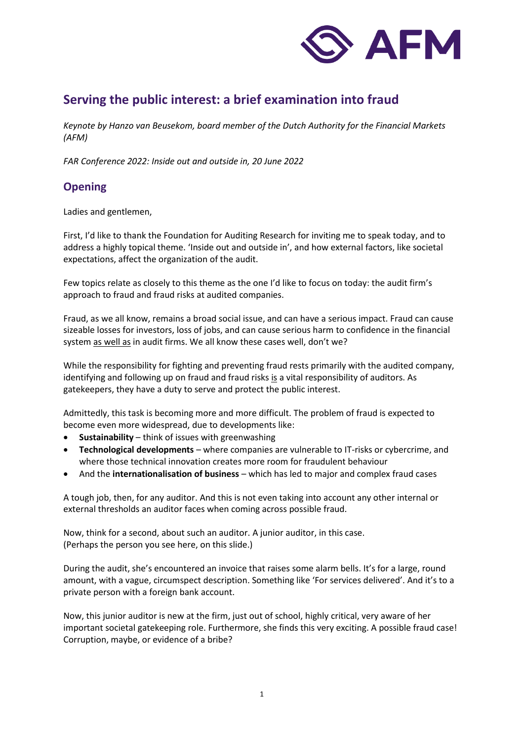# Serving the public interest: a brief examination into fraud

*Keynote by Hanzo van Beusekom, board member of the Dutch Authority for the Financial Markets (AFM)*

*FAR Conference 2022: Inside out and outside in, 20 June 2022*

## Opening

Ladies and gentlemen,

First, I'd like to thank the Foundation for Auditing Research for inviting me to speak today, and to address a highly topical theme. 'Inside out and outside in', and how external factors, like societal expectations, affect the organization of the audit.

Few topics relate as closely to this theme as the one I'd like to focus on today: the audit firm's approach to fraud and fraud risks at audited companies.

Fraud, as we all know, remains a broad social issue, and can have a serious impact. Fraud can cause sizeable losses for investors, loss of jobs, and can cause serious harm to confidence in the financial system as well as in audit firms. We all know these cases well, don't we?

While the responsibility for fighting and preventing fraud rests primarily with the audited company, identifying and following up on fraud and fraud risks is a vital responsibility of auditors. As gatekeepers, they have a duty to serve and protect the public interest.

Admittedly, this task is becoming more and more difficult. The problem of fraud is expected to become even more widespread, due to developments like:

- **Sustainability** – think of issues with greenwashing
- **Technological developments** – where companies are vulnerable to IT-risks or cybercrime, and where those technical innovation creates more room for fraudulent behaviour
- And the **internationalisation of business** – which has led to major and complex fraud cases

A tough job, then, for any auditor. And this is not even taking into account any other internal or external thresholds an auditor faces when coming across possible fraud.

Now, think for a second, about such an auditor. A junior auditor, in this case.
(Perhaps the person you see here, on this slide.)

During the audit, she's encountered an invoice that raises some alarm bells. It's for a large, round amount, with a vague, circumspect description. Something like 'For services delivered'. And it's to a private person with a foreign bank account.

Now, this junior auditor is new at the firm, just out of school, highly critical, very aware of her important societal gatekeeping role. Furthermore, she finds this very exciting. A possible fraud case! Corruption, maybe, or evidence of a bribe?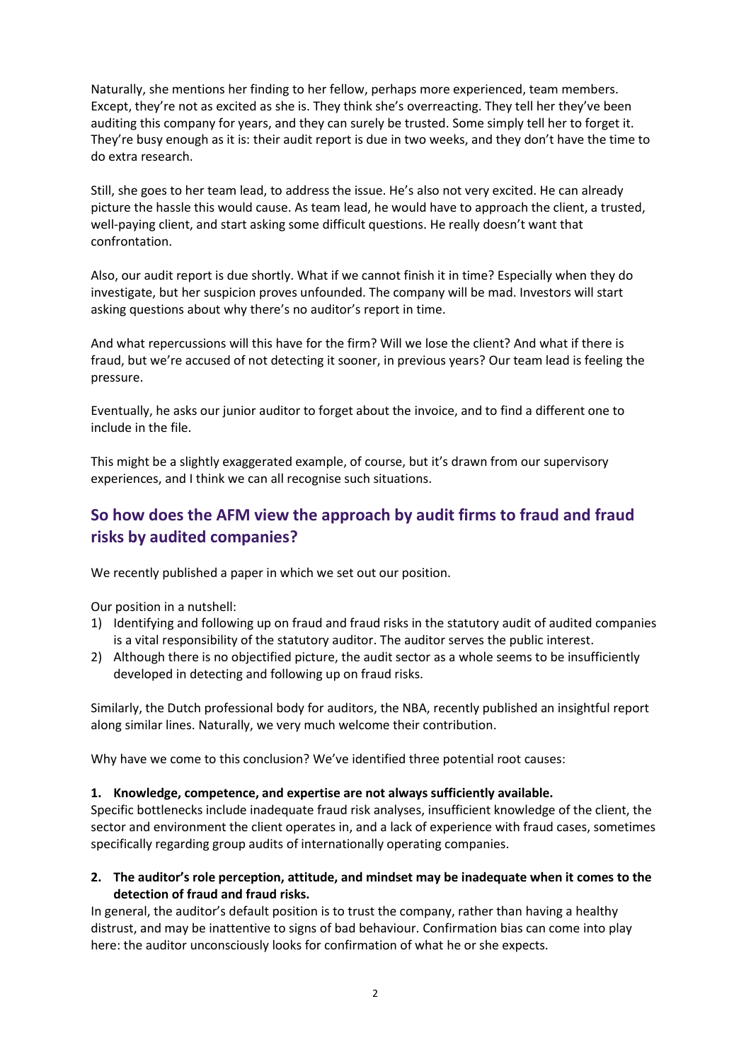Naturally, she mentions her finding to her fellow, perhaps more experienced, team members. Except, they're not as excited as she is. They think she's overreacting. They tell her they've been auditing this company for years, and they can surely be trusted. Some simply tell her to forget it. They're busy enough as it is: their audit report is due in two weeks, and they don't have the time to do extra research.

Still, she goes to her team lead, to address the issue. He's also not very excited. He can already picture the hassle this would cause. As team lead, he would have to approach the client, a trusted, well-paying client, and start asking some difficult questions. He really doesn't want that confrontation.

Also, our audit report is due shortly. What if we cannot finish it in time? Especially when they do investigate, but her suspicion proves unfounded. The company will be mad. Investors will start asking questions about why there's no auditor's report in time.

And what repercussions will this have for the firm? Will we lose the client? And what if there is fraud, but we're accused of not detecting it sooner, in previous years? Our team lead is feeling the pressure.

Eventually, he asks our junior auditor to forget about the invoice, and to find a different one to include in the file.

This might be a slightly exaggerated example, of course, but it's drawn from our supervisory experiences, and I think we can all recognise such situations.

## So how does the AFM view the approach by audit firms to fraud and fraud risks by audited companies?

We recently published a paper in which we set out our position.

Our position in a nutshell:

1) Identifying and following up on fraud and fraud risks in the statutory audit of audited companies is a vital responsibility of the statutory auditor. The auditor serves the public interest.
2) Although there is no objectified picture, the audit sector as a whole seems to be insufficiently developed in detecting and following up on fraud risks.

Similarly, the Dutch professional body for auditors, the NBA, recently published an insightful report along similar lines. Naturally, we very much welcome their contribution.

Why have we come to this conclusion? We've identified three potential root causes:

**1. Knowledge, competence, and expertise are not always sufficiently available.**

Specific bottlenecks include inadequate fraud risk analyses, insufficient knowledge of the client, the sector and environment the client operates in, and a lack of experience with fraud cases, sometimes specifically regarding group audits of internationally operating companies.

**2. The auditor's role perception, attitude, and mindset may be inadequate when it comes to the detection of fraud and fraud risks.**

In general, the auditor's default position is to trust the company, rather than having a healthy distrust, and may be inattentive to signs of bad behaviour. Confirmation bias can come into play here: the auditor unconsciously looks for confirmation of what he or she expects.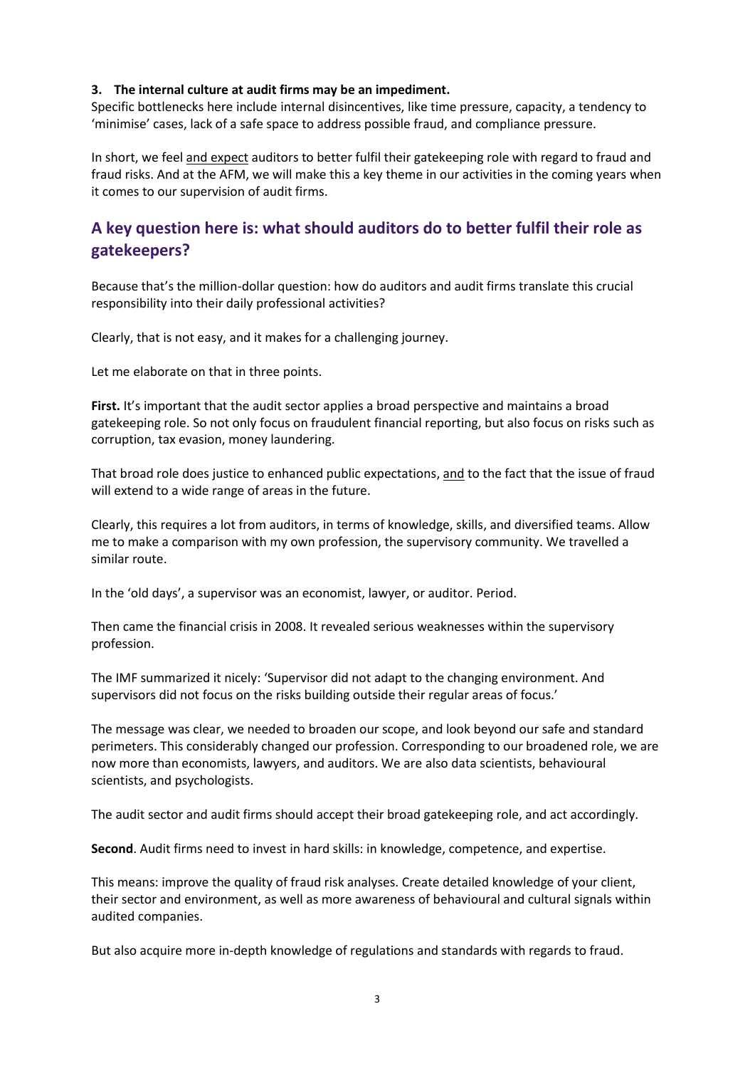**3. The internal culture at audit firms may be an impediment.**

Specific bottlenecks here include internal disincentives, like time pressure, capacity, a tendency to 'minimise' cases, lack of a safe space to address possible fraud, and compliance pressure.

In short, we feel <u>and expect</u> auditors to better fulfil their gatekeeping role with regard to fraud and fraud risks. And at the AFM, we will make this a key theme in our activities in the coming years when it comes to our supervision of audit firms.

## A key question here is: what should auditors do to better fulfil their role as gatekeepers?

Because that's the million-dollar question: how do auditors and audit firms translate this crucial responsibility into their daily professional activities?

Clearly, that is not easy, and it makes for a challenging journey.

Let me elaborate on that in three points.

**First.** It's important that the audit sector applies a broad perspective and maintains a broad gatekeeping role. So not only focus on fraudulent financial reporting, but also focus on risks such as corruption, tax evasion, money laundering.

That broad role does justice to enhanced public expectations, <u>and</u> to the fact that the issue of fraud will extend to a wide range of areas in the future.

Clearly, this requires a lot from auditors, in terms of knowledge, skills, and diversified teams. Allow me to make a comparison with my own profession, the supervisory community. We travelled a similar route.

In the 'old days', a supervisor was an economist, lawyer, or auditor. Period.

Then came the financial crisis in 2008. It revealed serious weaknesses within the supervisory profession.

The IMF summarized it nicely: 'Supervisor did not adapt to the changing environment. And supervisors did not focus on the risks building outside their regular areas of focus.'

The message was clear, we needed to broaden our scope, and look beyond our safe and standard perimeters. This considerably changed our profession. Corresponding to our broadened role, we are now more than economists, lawyers, and auditors. We are also data scientists, behavioural scientists, and psychologists.

The audit sector and audit firms should accept their broad gatekeeping role, and act accordingly.

**Second**. Audit firms need to invest in hard skills: in knowledge, competence, and expertise.

This means: improve the quality of fraud risk analyses. Create detailed knowledge of your client, their sector and environment, as well as more awareness of behavioural and cultural signals within audited companies.

But also acquire more in-depth knowledge of regulations and standards with regards to fraud.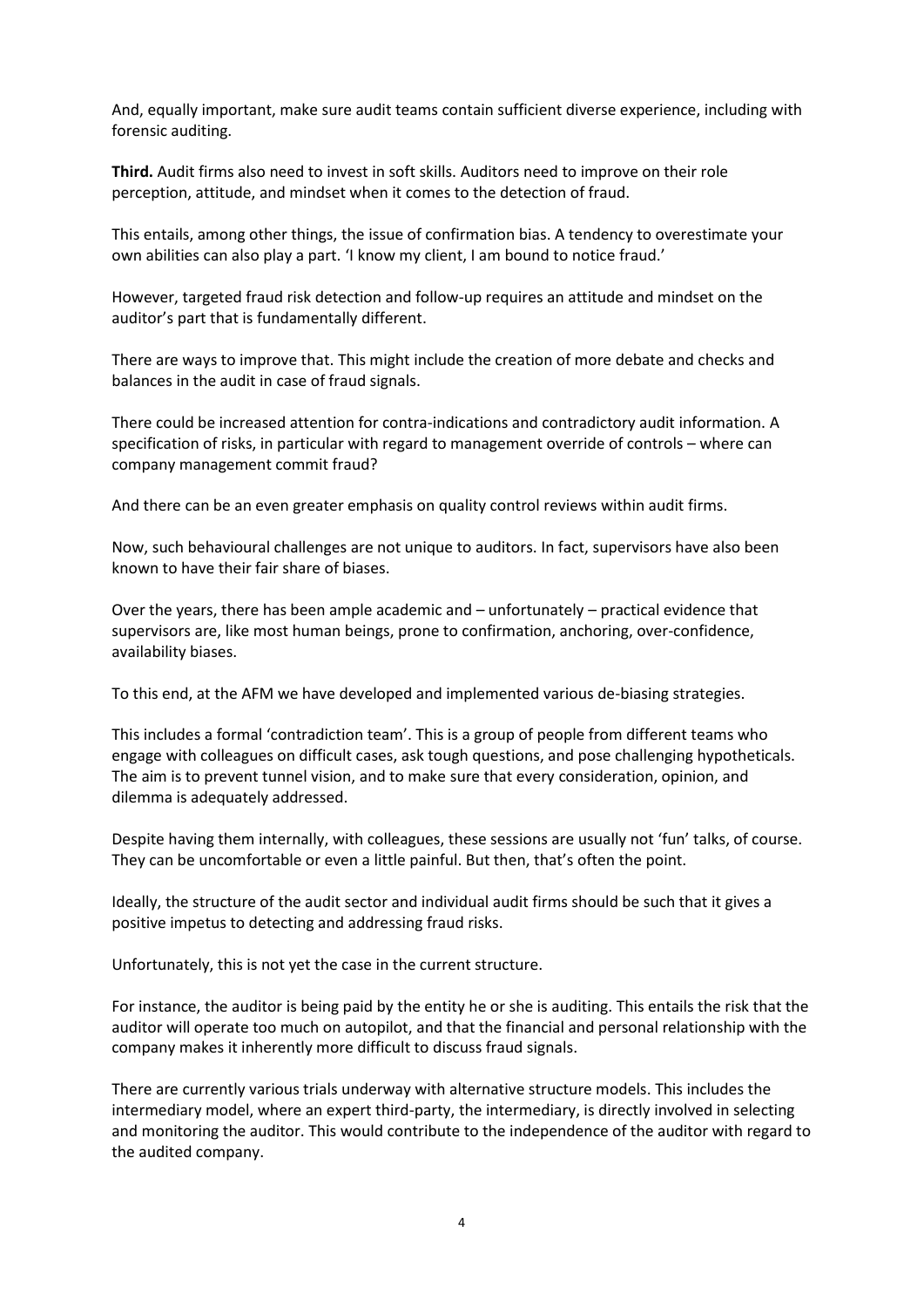And, equally important, make sure audit teams contain sufficient diverse experience, including with forensic auditing.

**Third.** Audit firms also need to invest in soft skills. Auditors need to improve on their role perception, attitude, and mindset when it comes to the detection of fraud.

This entails, among other things, the issue of confirmation bias. A tendency to overestimate your own abilities can also play a part. 'I know my client, I am bound to notice fraud.'

However, targeted fraud risk detection and follow-up requires an attitude and mindset on the auditor's part that is fundamentally different.

There are ways to improve that. This might include the creation of more debate and checks and balances in the audit in case of fraud signals.

There could be increased attention for contra-indications and contradictory audit information. A specification of risks, in particular with regard to management override of controls – where can company management commit fraud?

And there can be an even greater emphasis on quality control reviews within audit firms.

Now, such behavioural challenges are not unique to auditors. In fact, supervisors have also been known to have their fair share of biases.

Over the years, there has been ample academic and – unfortunately – practical evidence that supervisors are, like most human beings, prone to confirmation, anchoring, over-confidence, availability biases.

To this end, at the AFM we have developed and implemented various de-biasing strategies.

This includes a formal 'contradiction team'. This is a group of people from different teams who engage with colleagues on difficult cases, ask tough questions, and pose challenging hypotheticals. The aim is to prevent tunnel vision, and to make sure that every consideration, opinion, and dilemma is adequately addressed.

Despite having them internally, with colleagues, these sessions are usually not 'fun' talks, of course. They can be uncomfortable or even a little painful. But then, that's often the point.

Ideally, the structure of the audit sector and individual audit firms should be such that it gives a positive impetus to detecting and addressing fraud risks.

Unfortunately, this is not yet the case in the current structure.

For instance, the auditor is being paid by the entity he or she is auditing. This entails the risk that the auditor will operate too much on autopilot, and that the financial and personal relationship with the company makes it inherently more difficult to discuss fraud signals.

There are currently various trials underway with alternative structure models. This includes the intermediary model, where an expert third-party, the intermediary, is directly involved in selecting and monitoring the auditor. This would contribute to the independence of the auditor with regard to the audited company.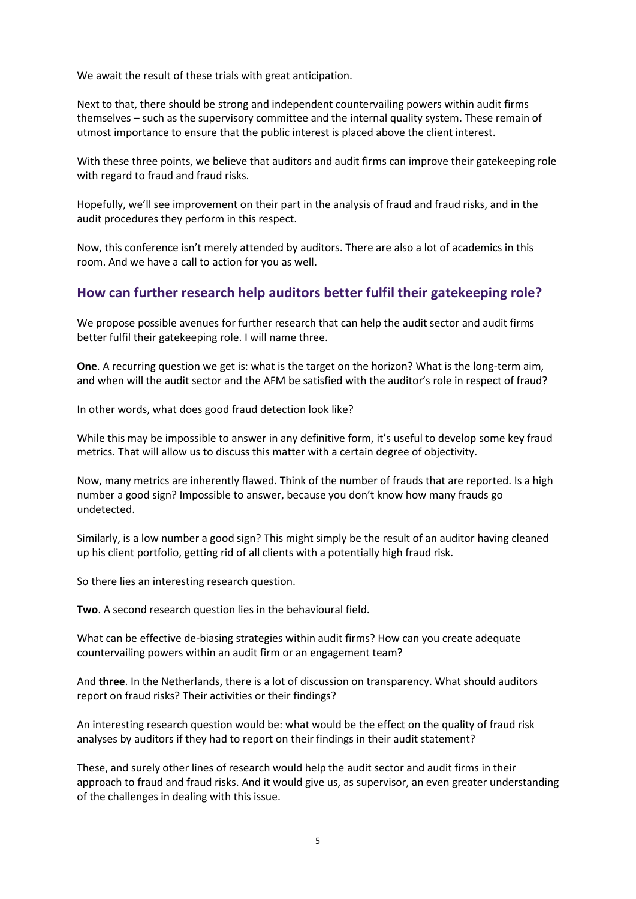We await the result of these trials with great anticipation.

Next to that, there should be strong and independent countervailing powers within audit firms themselves – such as the supervisory committee and the internal quality system. These remain of utmost importance to ensure that the public interest is placed above the client interest.

With these three points, we believe that auditors and audit firms can improve their gatekeeping role with regard to fraud and fraud risks.

Hopefully, we'll see improvement on their part in the analysis of fraud and fraud risks, and in the audit procedures they perform in this respect.

Now, this conference isn't merely attended by auditors. There are also a lot of academics in this room. And we have a call to action for you as well.

## How can further research help auditors better fulfil their gatekeeping role?

We propose possible avenues for further research that can help the audit sector and audit firms better fulfil their gatekeeping role. I will name three.

**One**. A recurring question we get is: what is the target on the horizon? What is the long-term aim, and when will the audit sector and the AFM be satisfied with the auditor's role in respect of fraud?

In other words, what does good fraud detection look like?

While this may be impossible to answer in any definitive form, it's useful to develop some key fraud metrics. That will allow us to discuss this matter with a certain degree of objectivity.

Now, many metrics are inherently flawed. Think of the number of frauds that are reported. Is a high number a good sign? Impossible to answer, because you don't know how many frauds go undetected.

Similarly, is a low number a good sign? This might simply be the result of an auditor having cleaned up his client portfolio, getting rid of all clients with a potentially high fraud risk.

So there lies an interesting research question.

**Two**. A second research question lies in the behavioural field.

What can be effective de-biasing strategies within audit firms? How can you create adequate countervailing powers within an audit firm or an engagement team?

And **three**. In the Netherlands, there is a lot of discussion on transparency. What should auditors report on fraud risks? Their activities or their findings?

An interesting research question would be: what would be the effect on the quality of fraud risk analyses by auditors if they had to report on their findings in their audit statement?

These, and surely other lines of research would help the audit sector and audit firms in their approach to fraud and fraud risks. And it would give us, as supervisor, an even greater understanding of the challenges in dealing with this issue.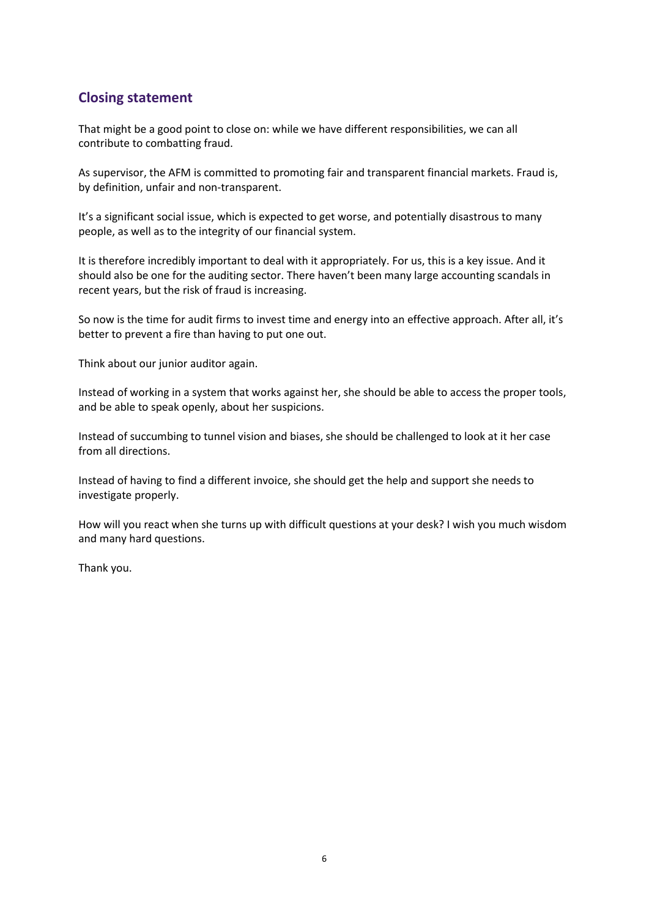## Closing statement

That might be a good point to close on: while we have different responsibilities, we can all contribute to combatting fraud.

As supervisor, the AFM is committed to promoting fair and transparent financial markets. Fraud is, by definition, unfair and non-transparent.

It's a significant social issue, which is expected to get worse, and potentially disastrous to many people, as well as to the integrity of our financial system.

It is therefore incredibly important to deal with it appropriately. For us, this is a key issue. And it should also be one for the auditing sector. There haven't been many large accounting scandals in recent years, but the risk of fraud is increasing.

So now is the time for audit firms to invest time and energy into an effective approach. After all, it's better to prevent a fire than having to put one out.

Think about our junior auditor again.

Instead of working in a system that works against her, she should be able to access the proper tools, and be able to speak openly, about her suspicions.

Instead of succumbing to tunnel vision and biases, she should be challenged to look at it her case from all directions.

Instead of having to find a different invoice, she should get the help and support she needs to investigate properly.

How will you react when she turns up with difficult questions at your desk? I wish you much wisdom and many hard questions.

Thank you.